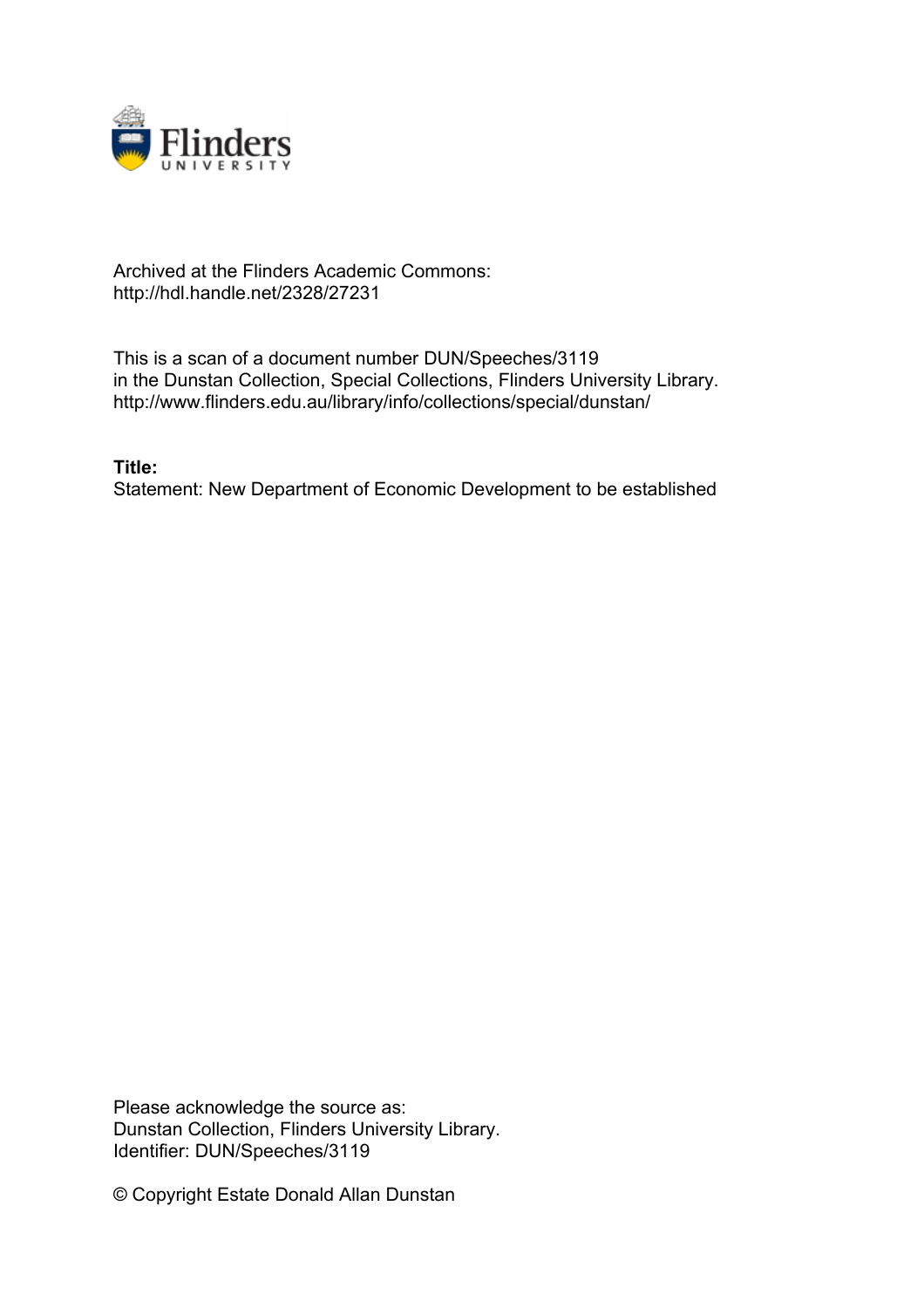Archived at the Flinders Academic Commons:
http://hdl.handle.net/2328/27231

This is a scan of a document number DUN/Speeches/3119
in the Dunstan Collection, Special Collections, Flinders University Library.
http://www.flinders.edu.au/library/info/collections/special/dunstan/

**Title:**
Statement: New Department of Economic Development to be established

Please acknowledge the source as:
Dunstan Collection, Flinders University Library.
Identifier: DUN/Speeches/3119

© Copyright Estate Donald Allan Dunstan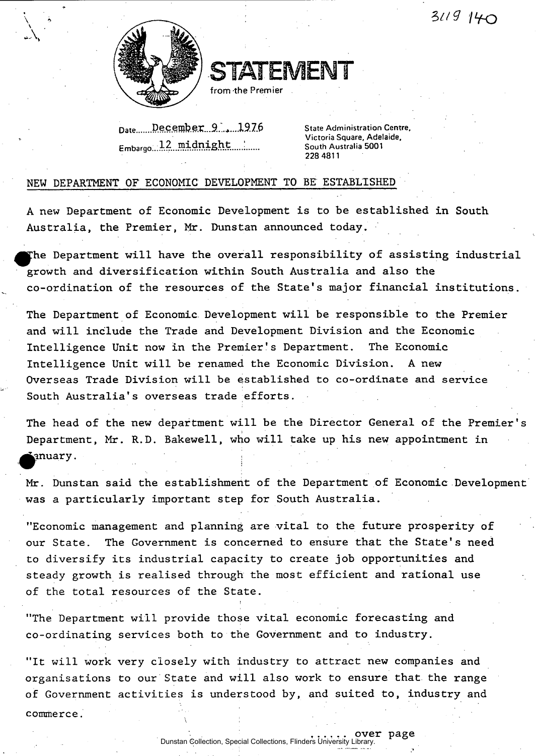3119 140

# STATEMENT

from the Premier

Date....December 9 , 1976
Embargo...12 midnight

State Administration Centre,
Victoria Square, Adelaide,
South Australia 5001
228 4811

## NEW DEPARTMENT OF ECONOMIC DEVELOPMENT TO BE ESTABLISHED

A new Department of Economic Development is to be established in South Australia, the Premier, Mr. Dunstan announced today.

The Department will have the overall responsibility of assisting industrial growth and diversification within South Australia and also the co-ordination of the resources of the State's major financial institutions.

The Department of Economic Development will be responsible to the Premier and will include the Trade and Development Division and the Economic Intelligence Unit now in the Premier's Department. The Economic Intelligence Unit will be renamed the Economic Division. A new Overseas Trade Division will be established to co-ordinate and service South Australia's overseas trade efforts.

The head of the new department will be the Director General of the Premier's Department, Mr. R.D. Bakewell, who will take up his new appointment in January.

Mr. Dunstan said the establishment of the Department of Economic Development was a particularly important step for South Australia.

"Economic management and planning are vital to the future prosperity of our State. The Government is concerned to ensure that the State's need to diversify its industrial capacity to create job opportunities and steady growth is realised through the most efficient and rational use of the total resources of the State.

"The Department will provide those vital economic forecasting and co-ordinating services both to the Government and to industry.

"It will work very closely with industry to attract new companies and organisations to our State and will also work to ensure that the range of Government activities is understood by, and suited to, industry and commerce.

...... over page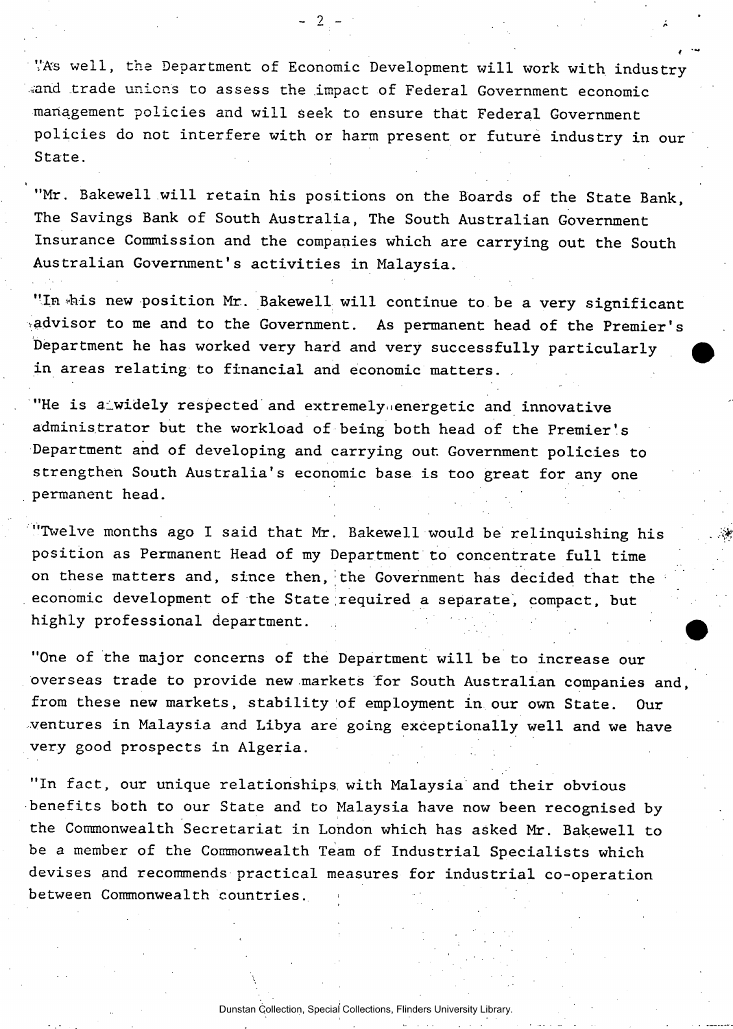"As well, the Department of Economic Development will work with industry and trade unions to assess the impact of Federal Government economic management policies and will seek to ensure that Federal Government policies do not interfere with or harm present or future industry in our State.

"Mr. Bakewell will retain his positions on the Boards of the State Bank, The Savings Bank of South Australia, The South Australian Government Insurance Commission and the companies which are carrying out the South Australian Government's activities in Malaysia.

"In his new position Mr. Bakewell will continue to be a very significant advisor to me and to the Government. As permanent head of the Premier's Department he has worked very hard and very successfully particularly in areas relating to financial and economic matters.

"He is a widely respected and extremely energetic and innovative administrator but the workload of being both head of the Premier's Department and of developing and carrying out Government policies to strengthen South Australia's economic base is too great for any one permanent head.

"Twelve months ago I said that Mr. Bakewell would be relinquishing his position as Permanent Head of my Department to concentrate full time on these matters and, since then, the Government has decided that the economic development of the State required a separate, compact, but highly professional department.

"One of the major concerns of the Department will be to increase our overseas trade to provide new markets for South Australian companies and, from these new markets, stability of employment in our own State. Our ventures in Malaysia and Libya are going exceptionally well and we have very good prospects in Algeria.

"In fact, our unique relationships with Malaysia and their obvious benefits both to our State and to Malaysia have now been recognised by the Commonwealth Secretariat in London which has asked Mr. Bakewell to be a member of the Commonwealth Team of Industrial Specialists which devises and recommends practical measures for industrial co-operation between Commonwealth countries.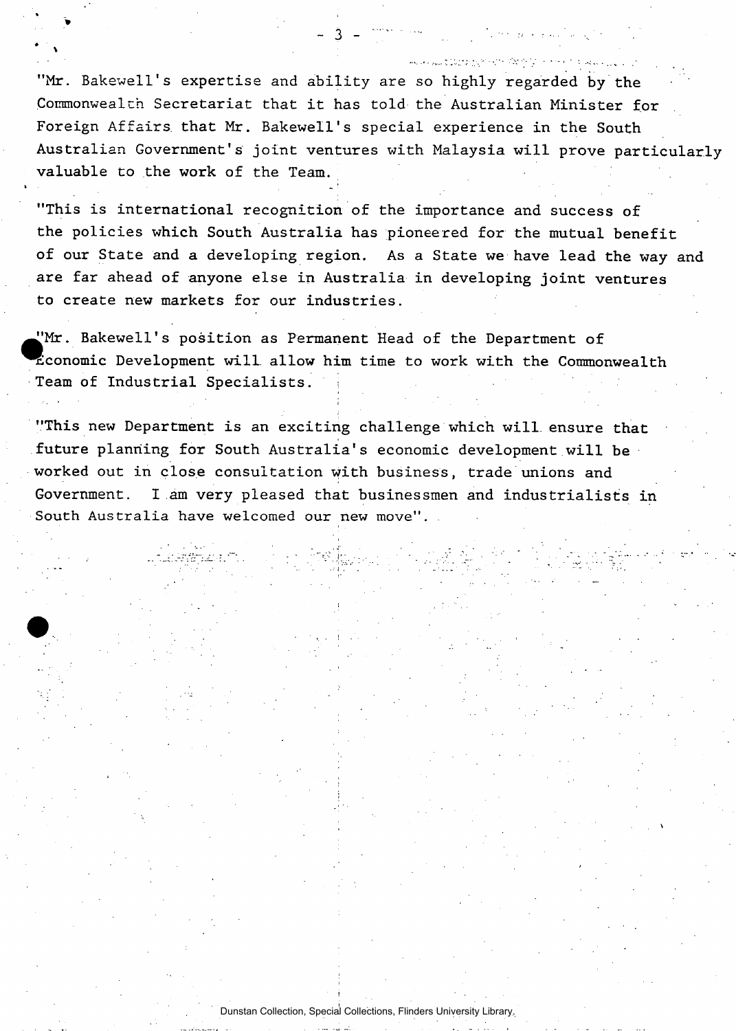"Mr. Bakewell's expertise and ability are so highly regarded by the Commonwealth Secretariat that it has told the Australian Minister for Foreign Affairs that Mr. Bakewell's special experience in the South Australian Government's joint ventures with Malaysia will prove particularly valuable to the work of the Team.

"This is international recognition of the importance and success of the policies which South Australia has pioneered for the mutual benefit of our State and a developing region. As a State we have lead the way and are far ahead of anyone else in Australia in developing joint ventures to create new markets for our industries.

"Mr. Bakewell's position as Permanent Head of the Department of Economic Development will allow him time to work with the Commonwealth Team of Industrial Specialists.

"This new Department is an exciting challenge which will ensure that future planning for South Australia's economic development will be worked out in close consultation with business, trade unions and Government. I am very pleased that businessmen and industrialists in South Australia have welcomed our new move".

Dunstan Collection, Special Collections, Flinders University Library.